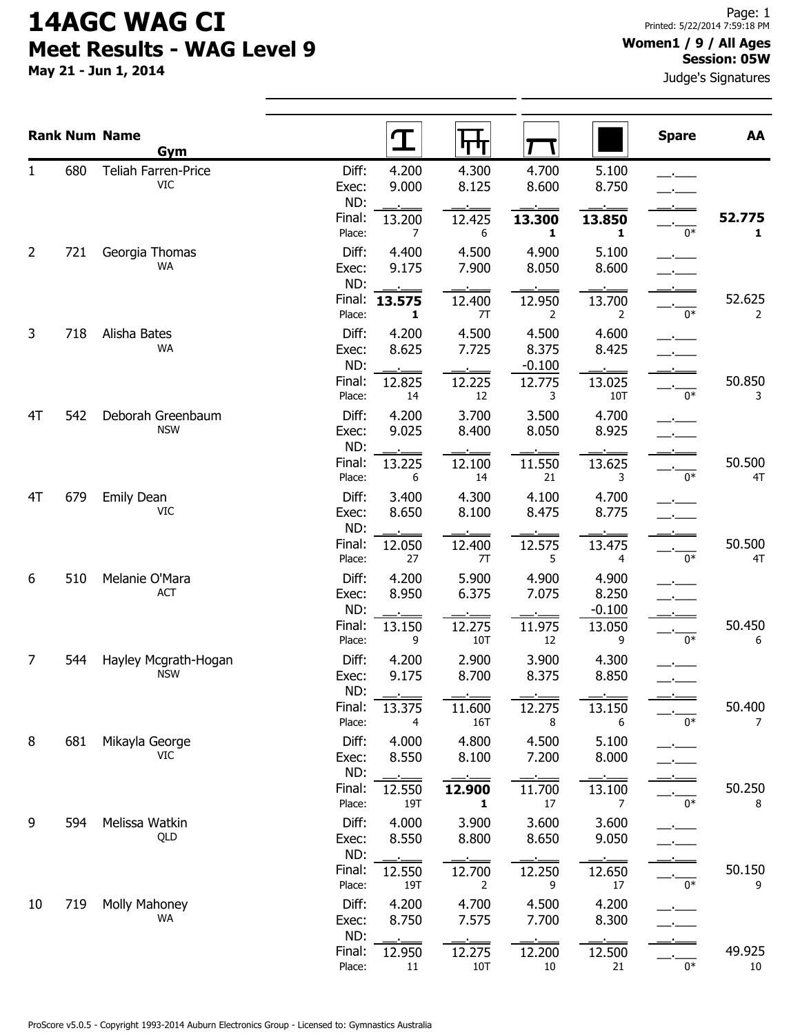# 14AGC WAG CI

## Meet Results - WAG Level 9

**May 21 - Jun 1, 2014**

Printed: 5/22/2014 7:59:18 PM

**Women1 / 9 / All Ages**

**Session: 05W**

Judge's Signatures

| Rank | Num | Name / Gym | | Vault | Bars | Beam | Floor | Spare | AA |
|---|---|---|---|---|---|---|---|---|---|
| 1 | 680 | Teliah Farren-Price | Diff: | 4.200 | 4.300 | 4.700 | 5.100 | __.___ | |
| | | VIC | Exec: | 9.000 | 8.125 | 8.600 | 8.750 | __.___ | |
| | | | ND: | __.___ | __.___ | __.___ | __.___ | __.___ | |
| | | | Final: | 13.200 | 12.425 | **13.300** | **13.850** | __.___ | **52.775** |
| | | | Place: | 7 | 6 | **1** | **1** | 0* | **1** |
| 2 | 721 | Georgia Thomas | Diff: | 4.400 | 4.500 | 4.900 | 5.100 | __.___ | |
| | | WA | Exec: | 9.175 | 7.900 | 8.050 | 8.600 | __.___ | |
| | | | ND: | __.___ | __.___ | __.___ | __.___ | __.___ | |
| | | | Final: | **13.575** | 12.400 | 12.950 | 13.700 | __.___ | 52.625 |
| | | | Place: | **1** | 7T | 2 | 2 | 0* | 2 |
| 3 | 718 | Alisha Bates | Diff: | 4.200 | 4.500 | 4.500 | 4.600 | __.___ | |
| | | WA | Exec: | 8.625 | 7.725 | 8.375 | 8.425 | __.___ | |
| | | | ND: | __.___ | __.___ | -0.100 | __.___ | __.___ | |
| | | | Final: | 12.825 | 12.225 | 12.775 | 13.025 | __.___ | 50.850 |
| | | | Place: | 14 | 12 | 3 | 10T | 0* | 3 |
| 4T | 542 | Deborah Greenbaum | Diff: | 4.200 | 3.700 | 3.500 | 4.700 | __.___ | |
| | | NSW | Exec: | 9.025 | 8.400 | 8.050 | 8.925 | __.___ | |
| | | | ND: | __.___ | __.___ | __.___ | __.___ | __.___ | |
| | | | Final: | 13.225 | 12.100 | 11.550 | 13.625 | __.___ | 50.500 |
| | | | Place: | 6 | 14 | 21 | 3 | 0* | 4T |
| 4T | 679 | Emily Dean | Diff: | 3.400 | 4.300 | 4.100 | 4.700 | __.___ | |
| | | VIC | Exec: | 8.650 | 8.100 | 8.475 | 8.775 | __.___ | |
| | | | ND: | __.___ | __.___ | __.___ | __.___ | __.___ | |
| | | | Final: | 12.050 | 12.400 | 12.575 | 13.475 | __.___ | 50.500 |
| | | | Place: | 27 | 7T | 5 | 4 | 0* | 4T |
| 6 | 510 | Melanie O'Mara | Diff: | 4.200 | 5.900 | 4.900 | 4.900 | __.___ | |
| | | ACT | Exec: | 8.950 | 6.375 | 7.075 | 8.250 | __.___ | |
| | | | ND: | __.___ | __.___ | __.___ | -0.100 | __.___ | |
| | | | Final: | 13.150 | 12.275 | 11.975 | 13.050 | __.___ | 50.450 |
| | | | Place: | 9 | 10T | 12 | 9 | 0* | 6 |
| 7 | 544 | Hayley Mcgrath-Hogan | Diff: | 4.200 | 2.900 | 3.900 | 4.300 | __.___ | |
| | | NSW | Exec: | 9.175 | 8.700 | 8.375 | 8.850 | __.___ | |
| | | | ND: | __.___ | __.___ | __.___ | __.___ | __.___ | |
| | | | Final: | 13.375 | 11.600 | 12.275 | 13.150 | __.___ | 50.400 |
| | | | Place: | 4 | 16T | 8 | 6 | 0* | 7 |
| 8 | 681 | Mikayla George | Diff: | 4.000 | 4.800 | 4.500 | 5.100 | __.___ | |
| | | VIC | Exec: | 8.550 | 8.100 | 7.200 | 8.000 | __.___ | |
| | | | ND: | __.___ | __.___ | __.___ | __.___ | __.___ | |
| | | | Final: | 12.550 | **12.900** | 11.700 | 13.100 | __.___ | 50.250 |
| | | | Place: | 19T | **1** | 17 | 7 | 0* | 8 |
| 9 | 594 | Melissa Watkin | Diff: | 4.000 | 3.900 | 3.600 | 3.600 | __.___ | |
| | | QLD | Exec: | 8.550 | 8.800 | 8.650 | 9.050 | __.___ | |
| | | | ND: | __.___ | __.___ | __.___ | __.___ | __.___ | |
| | | | Final: | 12.550 | 12.700 | 12.250 | 12.650 | __.___ | 50.150 |
| | | | Place: | 19T | 2 | 9 | 17 | 0* | 9 |
| 10 | 719 | Molly Mahoney | Diff: | 4.200 | 4.700 | 4.500 | 4.200 | __.___ | |
| | | WA | Exec: | 8.750 | 7.575 | 7.700 | 8.300 | __.___ | |
| | | | ND: | __.___ | __.___ | __.___ | __.___ | __.___ | |
| | | | Final: | 12.950 | 12.275 | 12.200 | 12.500 | __.___ | 49.925 |
| | | | Place: | 11 | 10T | 10 | 21 | 0* | 10 |

ProScore v5.0.5 - Copyright 1993-2014 Auburn Electronics Group - Licensed to: Gymnastics Australia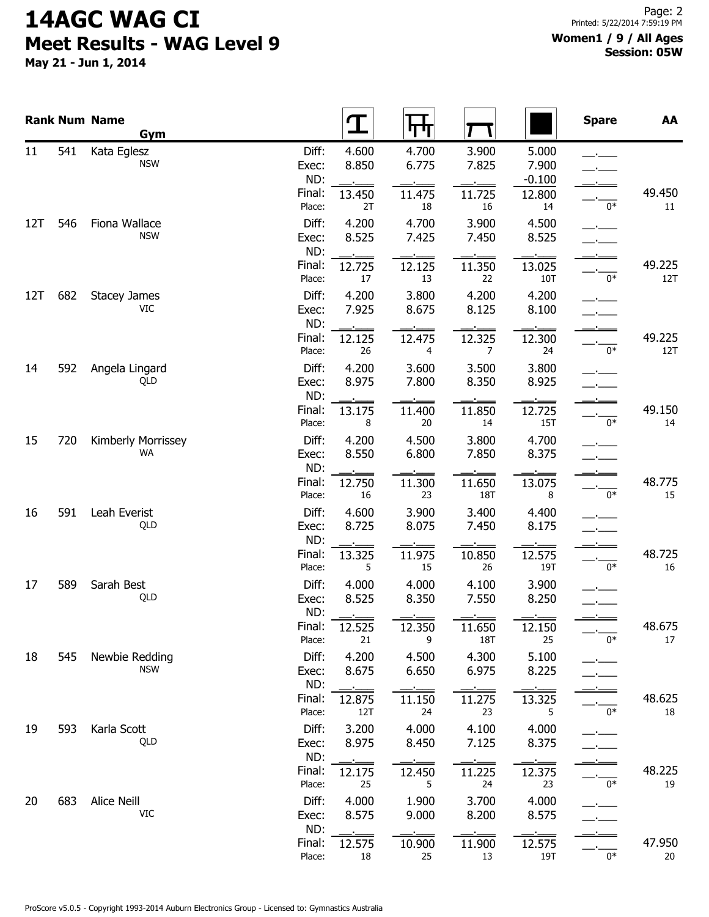# 14AGC WAG CI

## Meet Results - WAG Level 9

**May 21 - Jun 1, 2014**

**Women1 / 9 / All Ages**
**Session: 05W**

| Rank | Num | Name / Gym | | Vault | Bars | Beam | Floor | Spare | AA |
|---|---|---|---|---|---|---|---|---|---|
| 11 | 541 | Kata Eglesz | Diff: | 4.600 | 4.700 | 3.900 | 5.000 | \_\_.\_\_\_ | |
| | | NSW | Exec: | 8.850 | 6.775 | 7.825 | 7.900 | \_\_.\_\_\_ | |
| | | | ND: | \_\_.\_\_\_ | \_\_.\_\_\_ | \_\_.\_\_\_ | -0.100 | \_\_.\_\_\_ | |
| | | | Final: | 13.450 | 11.475 | 11.725 | 12.800 | \_\_.\_\_\_ | 49.450 |
| | | | Place: | 2T | 18 | 16 | 14 | 0* | 11 |
| 12T | 546 | Fiona Wallace | Diff: | 4.200 | 4.700 | 3.900 | 4.500 | \_\_.\_\_\_ | |
| | | NSW | Exec: | 8.525 | 7.425 | 7.450 | 8.525 | \_\_.\_\_\_ | |
| | | | ND: | \_\_.\_\_\_ | \_\_.\_\_\_ | \_\_.\_\_\_ | \_\_.\_\_\_ | \_\_.\_\_\_ | |
| | | | Final: | 12.725 | 12.125 | 11.350 | 13.025 | \_\_.\_\_\_ | 49.225 |
| | | | Place: | 17 | 13 | 22 | 10T | 0* | 12T |
| 12T | 682 | Stacey James | Diff: | 4.200 | 3.800 | 4.200 | 4.200 | \_\_.\_\_\_ | |
| | | VIC | Exec: | 7.925 | 8.675 | 8.125 | 8.100 | \_\_.\_\_\_ | |
| | | | ND: | \_\_.\_\_\_ | \_\_.\_\_\_ | \_\_.\_\_\_ | \_\_.\_\_\_ | \_\_.\_\_\_ | |
| | | | Final: | 12.125 | 12.475 | 12.325 | 12.300 | \_\_.\_\_\_ | 49.225 |
| | | | Place: | 26 | 4 | 7 | 24 | 0* | 12T |
| 14 | 592 | Angela Lingard | Diff: | 4.200 | 3.600 | 3.500 | 3.800 | \_\_.\_\_\_ | |
| | | QLD | Exec: | 8.975 | 7.800 | 8.350 | 8.925 | \_\_.\_\_\_ | |
| | | | ND: | \_\_.\_\_\_ | \_\_.\_\_\_ | \_\_.\_\_\_ | \_\_.\_\_\_ | \_\_.\_\_\_ | |
| | | | Final: | 13.175 | 11.400 | 11.850 | 12.725 | \_\_.\_\_\_ | 49.150 |
| | | | Place: | 8 | 20 | 14 | 15T | 0* | 14 |
| 15 | 720 | Kimberly Morrissey | Diff: | 4.200 | 4.500 | 3.800 | 4.700 | \_\_.\_\_\_ | |
| | | WA | Exec: | 8.550 | 6.800 | 7.850 | 8.375 | \_\_.\_\_\_ | |
| | | | ND: | \_\_.\_\_\_ | \_\_.\_\_\_ | \_\_.\_\_\_ | \_\_.\_\_\_ | \_\_.\_\_\_ | |
| | | | Final: | 12.750 | 11.300 | 11.650 | 13.075 | \_\_.\_\_\_ | 48.775 |
| | | | Place: | 16 | 23 | 18T | 8 | 0* | 15 |
| 16 | 591 | Leah Everist | Diff: | 4.600 | 3.900 | 3.400 | 4.400 | \_\_.\_\_\_ | |
| | | QLD | Exec: | 8.725 | 8.075 | 7.450 | 8.175 | \_\_.\_\_\_ | |
| | | | ND: | \_\_.\_\_\_ | \_\_.\_\_\_ | \_\_.\_\_\_ | \_\_.\_\_\_ | \_\_.\_\_\_ | |
| | | | Final: | 13.325 | 11.975 | 10.850 | 12.575 | \_\_.\_\_\_ | 48.725 |
| | | | Place: | 5 | 15 | 26 | 19T | 0* | 16 |
| 17 | 589 | Sarah Best | Diff: | 4.000 | 4.000 | 4.100 | 3.900 | \_\_.\_\_\_ | |
| | | QLD | Exec: | 8.525 | 8.350 | 7.550 | 8.250 | \_\_.\_\_\_ | |
| | | | ND: | \_\_.\_\_\_ | \_\_.\_\_\_ | \_\_.\_\_\_ | \_\_.\_\_\_ | \_\_.\_\_\_ | |
| | | | Final: | 12.525 | 12.350 | 11.650 | 12.150 | \_\_.\_\_\_ | 48.675 |
| | | | Place: | 21 | 9 | 18T | 25 | 0* | 17 |
| 18 | 545 | Newbie Redding | Diff: | 4.200 | 4.500 | 4.300 | 5.100 | \_\_.\_\_\_ | |
| | | NSW | Exec: | 8.675 | 6.650 | 6.975 | 8.225 | \_\_.\_\_\_ | |
| | | | ND: | \_\_.\_\_\_ | \_\_.\_\_\_ | \_\_.\_\_\_ | \_\_.\_\_\_ | \_\_.\_\_\_ | |
| | | | Final: | 12.875 | 11.150 | 11.275 | 13.325 | \_\_.\_\_\_ | 48.625 |
| | | | Place: | 12T | 24 | 23 | 5 | 0* | 18 |
| 19 | 593 | Karla Scott | Diff: | 3.200 | 4.000 | 4.100 | 4.000 | \_\_.\_\_\_ | |
| | | QLD | Exec: | 8.975 | 8.450 | 7.125 | 8.375 | \_\_.\_\_\_ | |
| | | | ND: | \_\_.\_\_\_ | \_\_.\_\_\_ | \_\_.\_\_\_ | \_\_.\_\_\_ | \_\_.\_\_\_ | |
| | | | Final: | 12.175 | 12.450 | 11.225 | 12.375 | \_\_.\_\_\_ | 48.225 |
| | | | Place: | 25 | 5 | 24 | 23 | 0* | 19 |
| 20 | 683 | Alice Neill | Diff: | 4.000 | 1.900 | 3.700 | 4.000 | \_\_.\_\_\_ | |
| | | VIC | Exec: | 8.575 | 9.000 | 8.200 | 8.575 | \_\_.\_\_\_ | |
| | | | ND: | \_\_.\_\_\_ | \_\_.\_\_\_ | \_\_.\_\_\_ | \_\_.\_\_\_ | \_\_.\_\_\_ | |
| | | | Final: | 12.575 | 10.900 | 11.900 | 12.575 | \_\_.\_\_\_ | 47.950 |
| | | | Place: | 18 | 25 | 13 | 19T | 0* | 20 |

ProScore v5.0.5 - Copyright 1993-2014 Auburn Electronics Group - Licensed to: Gymnastics Australia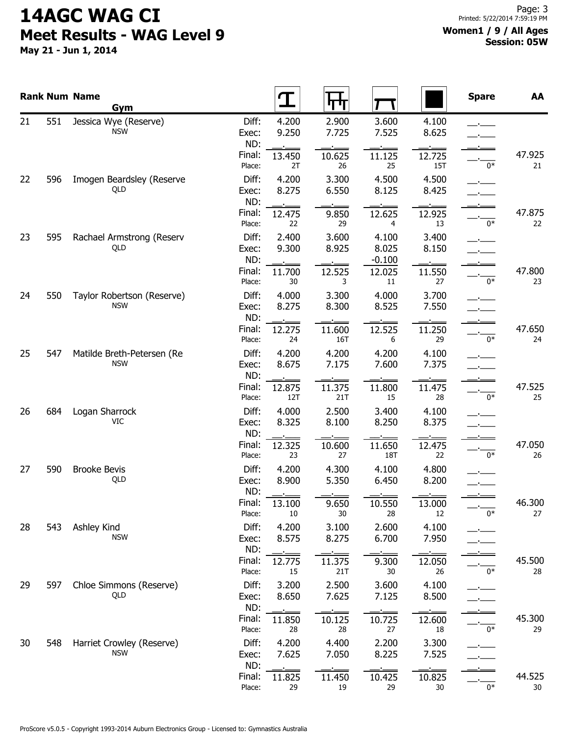# 14AGC WAG CI

## Meet Results - WAG Level 9

**May 21 - Jun 1, 2014**

Printed: 5/22/2014 7:59:19 PM

**Women1 / 9 / All Ages**
**Session: 05W**

| Rank | Num | Name / Gym | | Vault | Bars | Beam | Floor | Spare | AA |
|---|---|---|---|---|---|---|---|---|---|
| 21 | 551 | Jessica Wye (Reserve) | Diff: | 4.200 | 2.900 | 3.600 | 4.100 | | |
| | | NSW | Exec: | 9.250 | 7.725 | 7.525 | 8.625 | | |
| | | | ND: | | | | | | |
| | | | Final: | 13.450 | 10.625 | 11.125 | 12.725 | | 47.925 |
| | | | Place: | 2T | 26 | 25 | 15T | 0* | 21 |
| 22 | 596 | Imogen Beardsley (Reserve | Diff: | 4.200 | 3.300 | 4.500 | 4.500 | | |
| | | QLD | Exec: | 8.275 | 6.550 | 8.125 | 8.425 | | |
| | | | ND: | | | | | | |
| | | | Final: | 12.475 | 9.850 | 12.625 | 12.925 | | 47.875 |
| | | | Place: | 22 | 29 | 4 | 13 | 0* | 22 |
| 23 | 595 | Rachael Armstrong (Reserv | Diff: | 2.400 | 3.600 | 4.100 | 3.400 | | |
| | | QLD | Exec: | 9.300 | 8.925 | 8.025 | 8.150 | | |
| | | | ND: | | | -0.100 | | | |
| | | | Final: | 11.700 | 12.525 | 12.025 | 11.550 | | 47.800 |
| | | | Place: | 30 | 3 | 11 | 27 | 0* | 23 |
| 24 | 550 | Taylor Robertson (Reserve) | Diff: | 4.000 | 3.300 | 4.000 | 3.700 | | |
| | | NSW | Exec: | 8.275 | 8.300 | 8.525 | 7.550 | | |
| | | | ND: | | | | | | |
| | | | Final: | 12.275 | 11.600 | 12.525 | 11.250 | | 47.650 |
| | | | Place: | 24 | 16T | 6 | 29 | 0* | 24 |
| 25 | 547 | Matilde Breth-Petersen (Re | Diff: | 4.200 | 4.200 | 4.200 | 4.100 | | |
| | | NSW | Exec: | 8.675 | 7.175 | 7.600 | 7.375 | | |
| | | | ND: | | | | | | |
| | | | Final: | 12.875 | 11.375 | 11.800 | 11.475 | | 47.525 |
| | | | Place: | 12T | 21T | 15 | 28 | 0* | 25 |
| 26 | 684 | Logan Sharrock | Diff: | 4.000 | 2.500 | 3.400 | 4.100 | | |
| | | VIC | Exec: | 8.325 | 8.100 | 8.250 | 8.375 | | |
| | | | ND: | | | | | | |
| | | | Final: | 12.325 | 10.600 | 11.650 | 12.475 | | 47.050 |
| | | | Place: | 23 | 27 | 18T | 22 | 0* | 26 |
| 27 | 590 | Brooke Bevis | Diff: | 4.200 | 4.300 | 4.100 | 4.800 | | |
| | | QLD | Exec: | 8.900 | 5.350 | 6.450 | 8.200 | | |
| | | | ND: | | | | | | |
| | | | Final: | 13.100 | 9.650 | 10.550 | 13.000 | | 46.300 |
| | | | Place: | 10 | 30 | 28 | 12 | 0* | 27 |
| 28 | 543 | Ashley Kind | Diff: | 4.200 | 3.100 | 2.600 | 4.100 | | |
| | | NSW | Exec: | 8.575 | 8.275 | 6.700 | 7.950 | | |
| | | | ND: | | | | | | |
| | | | Final: | 12.775 | 11.375 | 9.300 | 12.050 | | 45.500 |
| | | | Place: | 15 | 21T | 30 | 26 | 0* | 28 |
| 29 | 597 | Chloe Simmons (Reserve) | Diff: | 3.200 | 2.500 | 3.600 | 4.100 | | |
| | | QLD | Exec: | 8.650 | 7.625 | 7.125 | 8.500 | | |
| | | | ND: | | | | | | |
| | | | Final: | 11.850 | 10.125 | 10.725 | 12.600 | | 45.300 |
| | | | Place: | 28 | 28 | 27 | 18 | 0* | 29 |
| 30 | 548 | Harriet Crowley (Reserve) | Diff: | 4.200 | 4.400 | 2.200 | 3.300 | | |
| | | NSW | Exec: | 7.625 | 7.050 | 8.225 | 7.525 | | |
| | | | ND: | | | | | | |
| | | | Final: | 11.825 | 11.450 | 10.425 | 10.825 | | 44.525 |
| | | | Place: | 29 | 19 | 29 | 30 | 0* | 30 |

ProScore v5.0.5 - Copyright 1993-2014 Auburn Electronics Group - Licensed to: Gymnastics Australia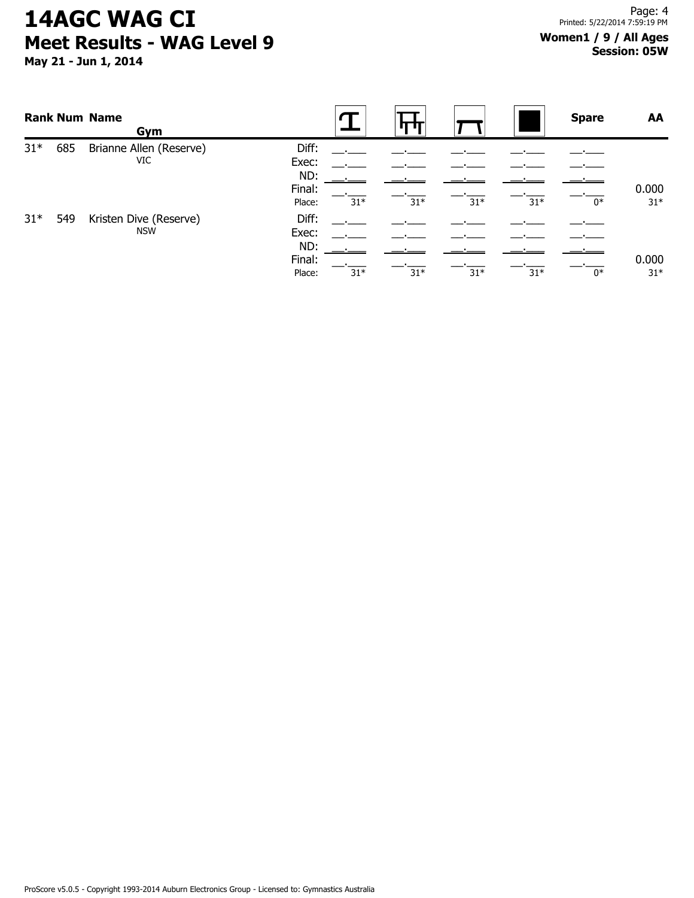# 14AGC WAG CI
## Meet Results - WAG Level 9
**May 21 - Jun 1, 2014**

**Women1 / 9 / All Ages**
**Session: 05W**

| Rank | Num | Name / Gym | | Vault | Bars | Beam | Floor | Spare | AA |
|---|---|---|---|---|---|---|---|---|---|
| 31* | 685 | Brianne Allen (Reserve) | Diff: | __.___ | __.___ | __.___ | __.___ | __.___ | |
| | | VIC | Exec: | __.___ | __.___ | __.___ | __.___ | __.___ | |
| | | | ND: | __.___ | __.___ | __.___ | __.___ | __.___ | |
| | | | Final: | __.___ | __.___ | __.___ | __.___ | __.___ | 0.000 |
| | | | Place: | 31* | 31* | 31* | 31* | 0* | 31* |
| 31* | 549 | Kristen Dive (Reserve) | Diff: | __.___ | __.___ | __.___ | __.___ | __.___ | |
| | | NSW | Exec: | __.___ | __.___ | __.___ | __.___ | __.___ | |
| | | | ND: | __.___ | __.___ | __.___ | __.___ | __.___ | |
| | | | Final: | __.___ | __.___ | __.___ | __.___ | __.___ | 0.000 |
| | | | Place: | 31* | 31* | 31* | 31* | 0* | 31* |

ProScore v5.0.5 - Copyright 1993-2014 Auburn Electronics Group - Licensed to: Gymnastics Australia